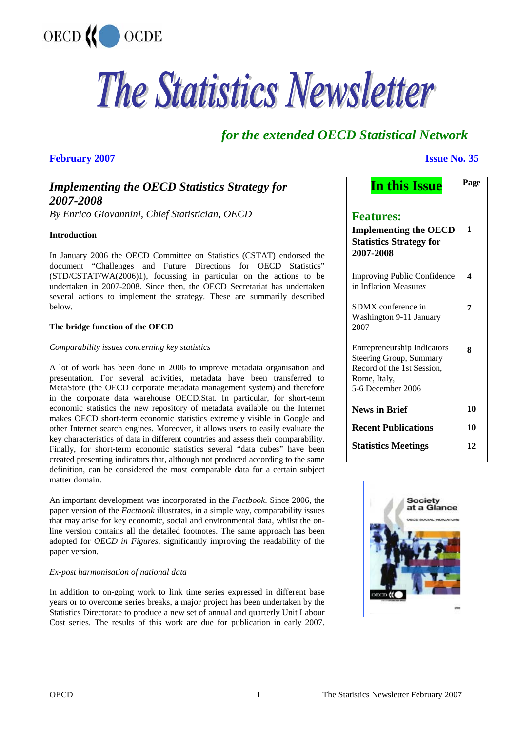OECD OCDE

# The Statistics Newsletter

*for the extended OECD Statistical Network*

**February 2007** **Issue No. 35**

| In this Issue | Page |
|---|---|
| **Features:** | |
| **Implementing the OECD Statistics Strategy for 2007-2008** | **1** |
| Improving Public Confidence in Inflation Measures | **4** |
| SDMX conference in Washington 9-11 January 2007 | **7** |
| Entrepreneurship Indicators Steering Group, Summary Record of the 1st Session, Rome, Italy, 5-6 December 2006 | **8** |
| **News in Brief** | **10** |
| **Recent Publications** | **10** |
| **Statistics Meetings** | **12** |

## *Implementing the OECD Statistics Strategy for 2007-2008*

*By Enrico Giovannini, Chief Statistician, OECD*

**Introduction**

In January 2006 the OECD Committee on Statistics (CSTAT) endorsed the document "Challenges and Future Directions for OECD Statistics" (STD/CSTAT/WA(2006)1), focussing in particular on the actions to be undertaken in 2007-2008. Since then, the OECD Secretariat has undertaken several actions to implement the strategy. These are summarily described below.

**The bridge function of the OECD**

*Comparability issues concerning key statistics*

A lot of work has been done in 2006 to improve metadata organisation and presentation. For several activities, metadata have been transferred to MetaStore (the OECD corporate metadata management system) and therefore in the corporate data warehouse OECD.Stat. In particular, for short-term economic statistics the new repository of metadata available on the Internet makes OECD short-term economic statistics extremely visible in Google and other Internet search engines. Moreover, it allows users to easily evaluate the key characteristics of data in different countries and assess their comparability. Finally, for short-term economic statistics several "data cubes" have been created presenting indicators that, although not produced according to the same definition, can be considered the most comparable data for a certain subject matter domain.

An important development was incorporated in the *Factbook*. Since 2006, the paper version of the *Factbook* illustrates, in a simple way, comparability issues that may arise for key economic, social and environmental data, whilst the on-line version contains all the detailed footnotes. The same approach has been adopted for *OECD in Figures*, significantly improving the readability of the paper version.

*Ex-post harmonisation of national data*

In addition to on-going work to link time series expressed in different base years or to overcome series breaks, a major project has been undertaken by the Statistics Directorate to produce a new set of annual and quarterly Unit Labour Cost series. The results of this work are due for publication in early 2007.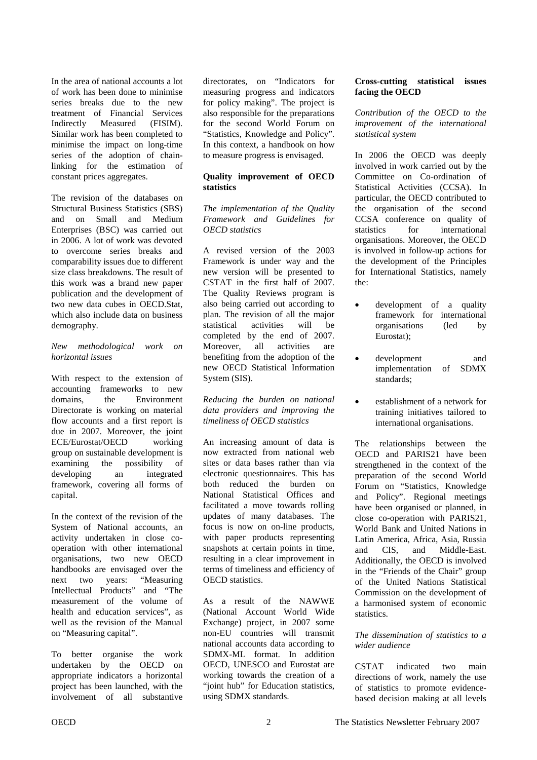In the area of national accounts a lot of work has been done to minimise series breaks due to the new treatment of Financial Services Indirectly Measured (FISIM). Similar work has been completed to minimise the impact on long-time series of the adoption of chain-linking for the estimation of constant prices aggregates.

The revision of the databases on Structural Business Statistics (SBS) and on Small and Medium Enterprises (BSC) was carried out in 2006. A lot of work was devoted to overcome series breaks and comparability issues due to different size class breakdowns. The result of this work was a brand new paper publication and the development of two new data cubes in OECD.Stat, which also include data on business demography.

*New methodological work on horizontal issues*

With respect to the extension of accounting frameworks to new domains, the Environment Directorate is working on material flow accounts and a first report is due in 2007. Moreover, the joint ECE/Eurostat/OECD working group on sustainable development is examining the possibility of developing an integrated framework, covering all forms of capital.

In the context of the revision of the System of National accounts, an activity undertaken in close co-operation with other international organisations, two new OECD handbooks are envisaged over the next two years: "Measuring Intellectual Products" and "The measurement of the volume of health and education services", as well as the revision of the Manual on "Measuring capital".

To better organise the work undertaken by the OECD on appropriate indicators a horizontal project has been launched, with the involvement of all substantive directorates, on "Indicators for measuring progress and indicators for policy making". The project is also responsible for the preparations for the second World Forum on "Statistics, Knowledge and Policy". In this context, a handbook on how to measure progress is envisaged.

**Quality improvement of OECD statistics**

*The implementation of the Quality Framework and Guidelines for OECD statistics*

A revised version of the 2003 Framework is under way and the new version will be presented to CSTAT in the first half of 2007. The Quality Reviews program is also being carried out according to plan. The revision of all the major statistical activities will be completed by the end of 2007. Moreover, all activities are benefiting from the adoption of the new OECD Statistical Information System (SIS).

*Reducing the burden on national data providers and improving the timeliness of OECD statistics*

An increasing amount of data is now extracted from national web sites or data bases rather than via electronic questionnaires. This has both reduced the burden on National Statistical Offices and facilitated a move towards rolling updates of many databases. The focus is now on on-line products, with paper products representing snapshots at certain points in time, resulting in a clear improvement in terms of timeliness and efficiency of OECD statistics.

As a result of the NAWWE (National Account World Wide Exchange) project, in 2007 some non-EU countries will transmit national accounts data according to SDMX-ML format. In addition OECD, UNESCO and Eurostat are working towards the creation of a "joint hub" for Education statistics, using SDMX standards.

**Cross-cutting statistical issues facing the OECD**

*Contribution of the OECD to the improvement of the international statistical system*

In 2006 the OECD was deeply involved in work carried out by the Committee on Co-ordination of Statistical Activities (CCSA). In particular, the OECD contributed to the organisation of the second CCSA conference on quality of statistics for international organisations. Moreover, the OECD is involved in follow-up actions for the development of the Principles for International Statistics, namely the:

- development of a quality framework for international organisations (led by Eurostat);
- development and implementation of SDMX standards;
- establishment of a network for training initiatives tailored to international organisations.

The relationships between the OECD and PARIS21 have been strengthened in the context of the preparation of the second World Forum on "Statistics, Knowledge and Policy". Regional meetings have been organised or planned, in close co-operation with PARIS21, World Bank and United Nations in Latin America, Africa, Asia, Russia and CIS, and Middle-East. Additionally, the OECD is involved in the "Friends of the Chair" group of the United Nations Statistical Commission on the development of a harmonised system of economic statistics.

*The dissemination of statistics to a wider audience*

CSTAT indicated two main directions of work, namely the use of statistics to promote evidence-based decision making at all levels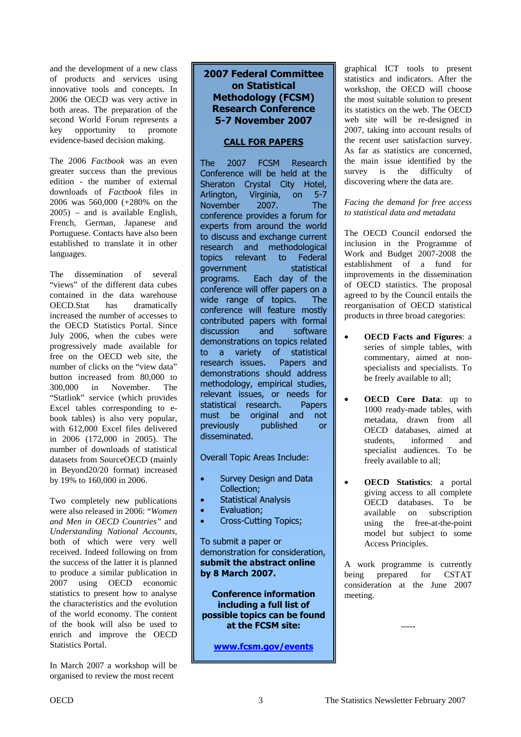and the development of a new class of products and services using innovative tools and concepts. In 2006 the OECD was very active in both areas. The preparation of the second World Forum represents a key opportunity to promote evidence-based decision making.

The 2006 *Factbook* was an even greater success than the previous edition - the number of external downloads of *Factbook* files in 2006 was 560,000 (+280% on the 2005) – and is available English, French, German, Japanese and Portuguese. Contacts have also been established to translate it in other languages.

The dissemination of several "views" of the different data cubes contained in the data warehouse OECD.Stat has dramatically increased the number of accesses to the OECD Statistics Portal. Since July 2006, when the cubes were progressively made available for free on the OECD web site, the number of clicks on the "view data" button increased from 80,000 to 300,000 in November. The "Statlink" service (which provides Excel tables corresponding to e-book tables) is also very popular, with 612,000 Excel files delivered in 2006 (172,000 in 2005). The number of downloads of statistical datasets from SourceOECD (mainly in Beyond20/20 format) increased by 19% to 160,000 in 2006.

Two completely new publications were also released in 2006: "*Women and Men in OECD Countries*" and *Understanding National Accounts*, both of which were very well received. Indeed following on from the success of the latter it is planned to produce a similar publication in 2007 using OECD economic statistics to present how to analyse the characteristics and the evolution of the world economy. The content of the book will also be used to enrich and improve the OECD Statistics Portal.

In March 2007 a workshop will be organised to review the most recent graphical ICT tools to present statistics and indicators. After the workshop, the OECD will choose the most suitable solution to present its statistics on the web. The OECD web site will be re-designed in 2007, taking into account results of the recent user satisfaction survey. As far as statistics are concerned, the main issue identified by the survey is the difficulty of discovering where the data are.

*Facing the demand for free access to statistical data and metadata*

The OECD Council endorsed the inclusion in the Programme of Work and Budget 2007-2008 the establishment of a fund for improvements in the dissemination of OECD statistics. The proposal agreed to by the Council entails the reorganisation of OECD statistical products in three broad categories:

- **OECD Facts and Figures**: a series of simple tables, with commentary, aimed at non-specialists and specialists. To be freely available to all;
- **OECD Core Data**: up to 1000 ready-made tables, with metadata, drawn from all OECD databases, aimed at students, informed and specialist audiences. To be freely available to all;
- **OECD Statistics**: a portal giving access to all complete OECD databases. To be available on subscription using the free-at-the-point model but subject to some Access Principles.

A work programme is currently being prepared for CSTAT consideration at the June 2007 meeting.

-----

---

## 2007 Federal Committee on Statistical Methodology (FCSM) Research Conference 5-7 November 2007

**CALL FOR PAPERS**

The 2007 FCSM Research Conference will be held at the Sheraton Crystal City Hotel, Arlington, Virginia, on 5-7 November 2007. The conference provides a forum for experts from around the world to discuss and exchange current research and methodological topics relevant to Federal government statistical programs. Each day of the conference will offer papers on a wide range of topics. The conference will feature mostly contributed papers with formal discussion and software demonstrations on topics related to a variety of statistical research issues. Papers and demonstrations should address methodology, empirical studies, relevant issues, or needs for statistical research. Papers must be original and not previously published or disseminated.

Overall Topic Areas Include:

- Survey Design and Data Collection;
- Statistical Analysis
- Evaluation;
- Cross-Cutting Topics;

To submit a paper or demonstration for consideration, **submit the abstract online by 8 March 2007.**

**Conference information including a full list of possible topics can be found at the FCSM site:**

**www.fcsm.gov/events**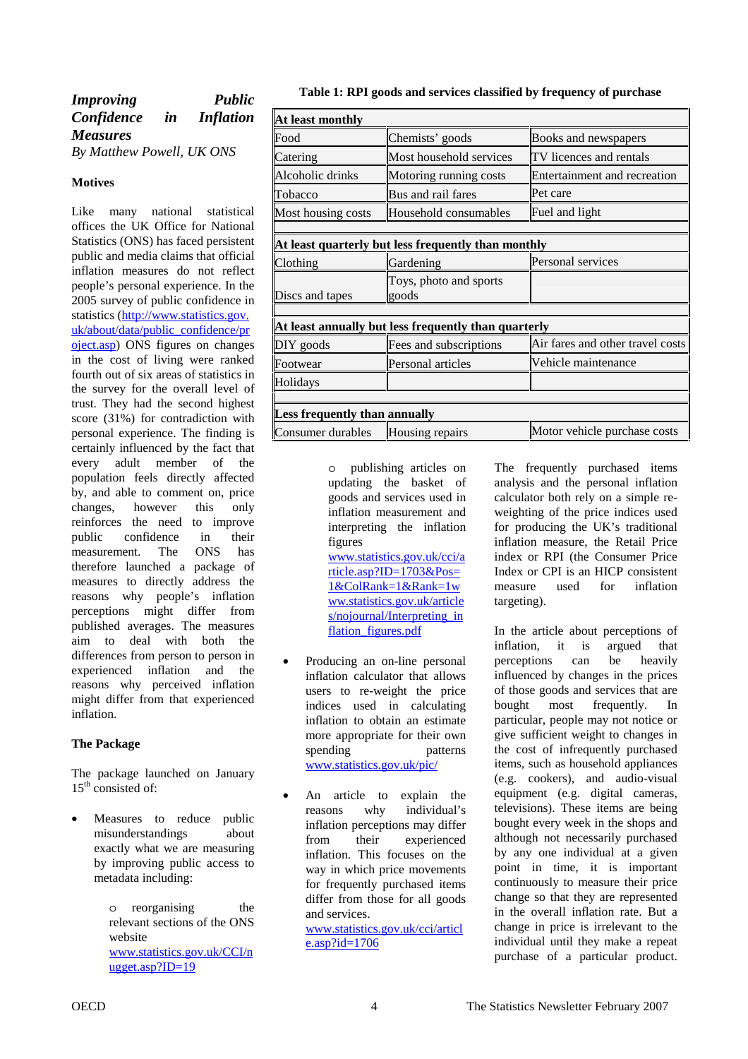## *Improving Public Confidence in Inflation Measures*

*By Matthew Powell, UK ONS*

**Motives**

Like many national statistical offices the UK Office for National Statistics (ONS) has faced persistent public and media claims that official inflation measures do not reflect people's personal experience. In the 2005 survey of public confidence in statistics (http://www.statistics.gov.uk/about/data/public_confidence/project.asp) ONS figures on changes in the cost of living were ranked fourth out of six areas of statistics in the survey for the overall level of trust. They had the second highest score (31%) for contradiction with personal experience. The finding is certainly influenced by the fact that every adult member of the population feels directly affected by, and able to comment on, price changes, however this only reinforces the need to improve public confidence in their measurement. The ONS has therefore launched a package of measures to directly address the reasons why people's inflation perceptions might differ from published averages. The measures aim to deal with both the differences from person to person in experienced inflation and the reasons why perceived inflation might differ from that experienced inflation.

**The Package**

The package launched on January 15th consisted of:

- Measures to reduce public misunderstandings about exactly what we are measuring by improving public access to metadata including:
  - reorganising the relevant sections of the ONS website www.statistics.gov.uk/CCI/nugget.asp?ID=19
  - publishing articles on updating the basket of goods and services used in inflation measurement and interpreting the inflation figures www.statistics.gov.uk/cci/article.asp?ID=1703&Pos=1&ColRank=1&Rank=1w ww.statistics.gov.uk/articles/nojournal/Interpreting_inflation_figures.pdf
- Producing an on-line personal inflation calculator that allows users to re-weight the price indices used in calculating inflation to obtain an estimate more appropriate for their own spending patterns www.statistics.gov.uk/pic/
- An article to explain the reasons why individual's inflation perceptions may differ from their experienced inflation. This focuses on the way in which price movements for frequently purchased items differ from those for all goods and services. www.statistics.gov.uk/cci/article.asp?id=1706

**Table 1: RPI goods and services classified by frequency of purchase**

| At least monthly | | |
|---|---|---|
| Food | Chemists' goods | Books and newspapers |
| Catering | Most household services | TV licences and rentals |
| Alcoholic drinks | Motoring running costs | Entertainment and recreation |
| Tobacco | Bus and rail fares | Pet care |
| Most housing costs | Household consumables | Fuel and light |
| **At least quarterly but less frequently than monthly** | | |
| Clothing | Gardening | Personal services |
| Discs and tapes | Toys, photo and sports goods | |
| **At least annually but less frequently than quarterly** | | |
| DIY goods | Fees and subscriptions | Air fares and other travel costs |
| Footwear | Personal articles | Vehicle maintenance |
| Holidays | | |
| **Less frequently than annually** | | |
| Consumer durables | Housing repairs | Motor vehicle purchase costs |

The frequently purchased items analysis and the personal inflation calculator both rely on a simple re-weighting of the price indices used for producing the UK's traditional inflation measure, the Retail Price index or RPI (the Consumer Price Index or CPI is an HICP consistent measure used for inflation targeting).

In the article about perceptions of inflation, it is argued that perceptions can be heavily influenced by changes in the prices of those goods and services that are bought most frequently. In particular, people may not notice or give sufficient weight to changes in the cost of infrequently purchased items, such as household appliances (e.g. cookers), and audio-visual equipment (e.g. digital cameras, televisions). These items are being bought every week in the shops and although not necessarily purchased by any one individual at a given point in time, it is important continuously to measure their price change so that they are represented in the overall inflation rate. But a change in price is irrelevant to the individual until they make a repeat purchase of a particular product.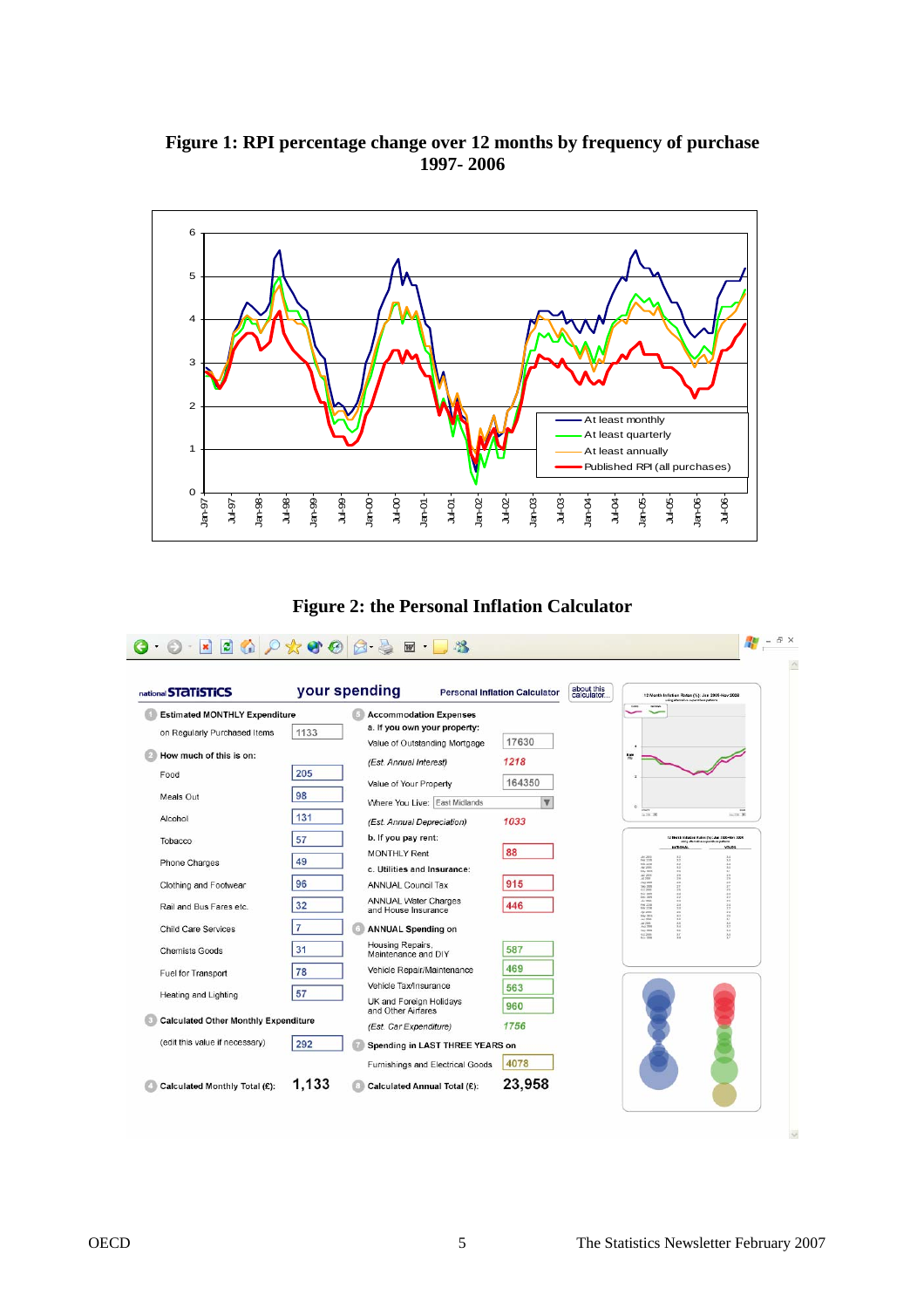**Figure 1: RPI percentage change over 12 months by frequency of purchase 1997- 2006**

**Figure 2: the Personal Inflation Calculator**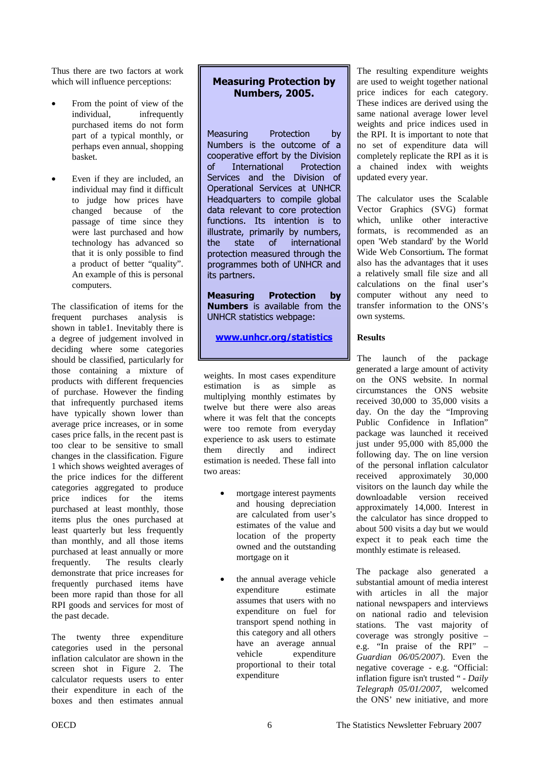Thus there are two factors at work which will influence perceptions:

- From the point of view of the individual, infrequently purchased items do not form part of a typical monthly, or perhaps even annual, shopping basket.
- Even if they are included, an individual may find it difficult to judge how prices have changed because of the passage of time since they were last purchased and how technology has advanced so that it is only possible to find a product of better "quality". An example of this is personal computers.

The classification of items for the frequent purchases analysis is shown in table1. Inevitably there is a degree of judgement involved in deciding where some categories should be classified, particularly for those containing a mixture of products with different frequencies of purchase. However the finding that infrequently purchased items have typically shown lower than average price increases, or in some cases price falls, in the recent past is too clear to be sensitive to small changes in the classification. Figure 1 which shows weighted averages of the price indices for the different categories aggregated to produce price indices for the items purchased at least monthly, those items plus the ones purchased at least quarterly but less frequently than monthly, and all those items purchased at least annually or more frequently. The results clearly demonstrate that price increases for frequently purchased items have been more rapid than those for all RPI goods and services for most of the past decade.

The twenty three expenditure categories used in the personal inflation calculator are shown in the screen shot in Figure 2. The calculator requests users to enter their expenditure in each of the boxes and then estimates annual weights. In most cases expenditure estimation is as simple as multiplying monthly estimates by twelve but there were also areas where it was felt that the concepts were too remote from everyday experience to ask users to estimate them directly and indirect estimation is needed. These fall into two areas:

- mortgage interest payments and housing depreciation are calculated from user's estimates of the value and location of the property owned and the outstanding mortgage on it
- the annual average vehicle expenditure estimate assumes that users with no expenditure on fuel for transport spend nothing in this category and all others have an average annual vehicle expenditure proportional to their total expenditure

The resulting expenditure weights are used to weight together national price indices for each category. These indices are derived using the same national average lower level weights and price indices used in the RPI. It is important to note that no set of expenditure data will completely replicate the RPI as it is a chained index with weights updated every year.

The calculator uses the Scalable Vector Graphics (SVG) format which, unlike other interactive formats, is recommended as an open 'Web standard' by the World Wide Web Consortium**.** The format also has the advantages that it uses a relatively small file size and all calculations on the final user's computer without any need to transfer information to the ONS's own systems.

**Results**

The launch of the package generated a large amount of activity on the ONS website. In normal circumstances the ONS website received 30,000 to 35,000 visits a day. On the day the "Improving Public Confidence in Inflation" package was launched it received just under 95,000 with 85,000 the following day. The on line version of the personal inflation calculator received approximately 30,000 visitors on the launch day while the downloadable version received approximately 14,000. Interest in the calculator has since dropped to about 500 visits a day but we would expect it to peak each time the monthly estimate is released.

The package also generated a substantial amount of media interest with articles in all the major national newspapers and interviews on national radio and television stations. The vast majority of coverage was strongly positive – e.g. "In praise of the RPI" – *Guardian 06/05/2007*). Even the negative coverage - e.g. "Official: inflation figure isn't trusted " - *Daily Telegraph 05/01/2007*, welcomed the ONS' new initiative, and more

---

**Measuring Protection by Numbers, 2005.**

Measuring Protection by Numbers is the outcome of a cooperative effort by the Division of International Protection Services and the Division of Operational Services at UNHCR Headquarters to compile global data relevant to core protection functions. Its intention is to illustrate, primarily by numbers, the state of international protection measured through the programmes both of UNHCR and its partners.

**Measuring Protection by Numbers** is available from the UNHCR statistics webpage:

[www.unhcr.org/statistics](http://www.unhcr.org/statistics)

---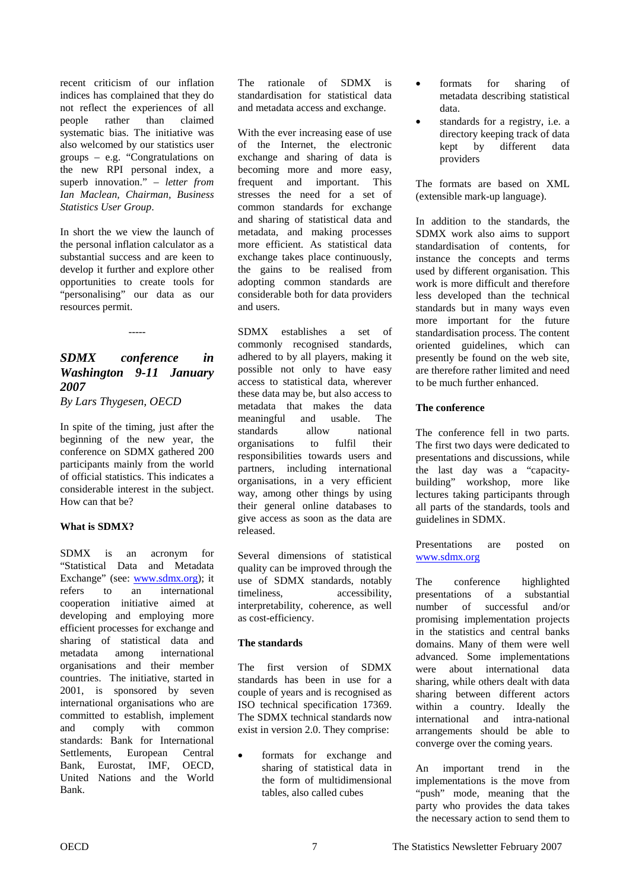recent criticism of our inflation indices has complained that they do not reflect the experiences of all people rather than claimed systematic bias. The initiative was also welcomed by our statistics user groups – e.g. "Congratulations on the new RPI personal index, a superb innovation." – *letter from Ian Maclean, Chairman, Business Statistics User Group*.

In short the we view the launch of the personal inflation calculator as a substantial success and are keen to develop it further and explore other opportunities to create tools for "personalising" our data as our resources permit.

-----

## *SDMX conference in Washington 9-11 January 2007*

*By Lars Thygesen, OECD*

In spite of the timing, just after the beginning of the new year, the conference on SDMX gathered 200 participants mainly from the world of official statistics. This indicates a considerable interest in the subject. How can that be?

### What is SDMX?

SDMX is an acronym for "Statistical Data and Metadata Exchange" (see: www.sdmx.org); it refers to an international cooperation initiative aimed at developing and employing more efficient processes for exchange and sharing of statistical data and metadata among international organisations and their member countries. The initiative, started in 2001, is sponsored by seven international organisations who are committed to establish, implement and comply with common standards: Bank for International Settlements, European Central Bank, Eurostat, IMF, OECD, United Nations and the World Bank.

The rationale of SDMX is standardisation for statistical data and metadata access and exchange.

With the ever increasing ease of use of the Internet, the electronic exchange and sharing of data is becoming more and more easy, frequent and important. This stresses the need for a set of common standards for exchange and sharing of statistical data and metadata, and making processes more efficient. As statistical data exchange takes place continuously, the gains to be realised from adopting common standards are considerable both for data providers and users.

SDMX establishes a set of commonly recognised standards, adhered to by all players, making it possible not only to have easy access to statistical data, wherever these data may be, but also access to metadata that makes the data meaningful and usable. The standards allow national organisations to fulfil their responsibilities towards users and partners, including international organisations, in a very efficient way, among other things by using their general online databases to give access as soon as the data are released.

Several dimensions of statistical quality can be improved through the use of SDMX standards, notably timeliness, accessibility, interpretability, coherence, as well as cost-efficiency.

### The standards

The first version of SDMX standards has been in use for a couple of years and is recognised as ISO technical specification 17369. The SDMX technical standards now exist in version 2.0. They comprise:

- formats for exchange and sharing of statistical data in the form of multidimensional tables, also called cubes
- formats for sharing of metadata describing statistical data.
- standards for a registry, i.e. a directory keeping track of data kept by different data providers

The formats are based on XML (extensible mark-up language).

In addition to the standards, the SDMX work also aims to support standardisation of contents, for instance the concepts and terms used by different organisation. This work is more difficult and therefore less developed than the technical standards but in many ways even more important for the future standardisation process. The content oriented guidelines, which can presently be found on the web site, are therefore rather limited and need to be much further enhanced.

### The conference

The conference fell in two parts. The first two days were dedicated to presentations and discussions, while the last day was a "capacity-building" workshop, more like lectures taking participants through all parts of the standards, tools and guidelines in SDMX.

Presentations are posted on www.sdmx.org

The conference highlighted presentations of a substantial number of successful and/or promising implementation projects in the statistics and central banks domains. Many of them were well advanced. Some implementations were about international data sharing, while others dealt with data sharing between different actors within a country. Ideally the international and intra-national arrangements should be able to converge over the coming years.

An important trend in the implementations is the move from "push" mode, meaning that the party who provides the data takes the necessary action to send them to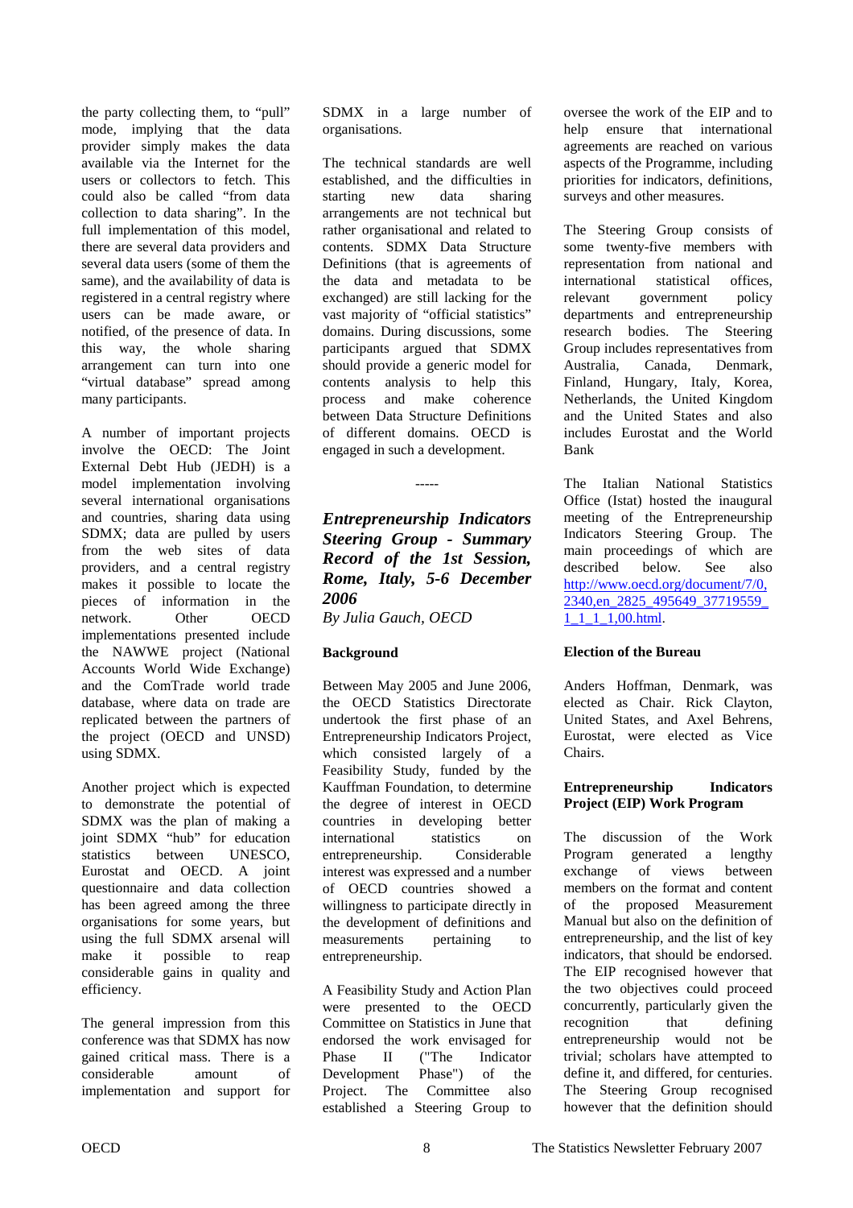the party collecting them, to "pull" mode, implying that the data provider simply makes the data available via the Internet for the users or collectors to fetch. This could also be called "from data collection to data sharing". In the full implementation of this model, there are several data providers and several data users (some of them the same), and the availability of data is registered in a central registry where users can be made aware, or notified, of the presence of data. In this way, the whole sharing arrangement can turn into one "virtual database" spread among many participants.

A number of important projects involve the OECD: The Joint External Debt Hub (JEDH) is a model implementation involving several international organisations and countries, sharing data using SDMX; data are pulled by users from the web sites of data providers, and a central registry makes it possible to locate the pieces of information in the network. Other OECD implementations presented include the NAWWE project (National Accounts World Wide Exchange) and the ComTrade world trade database, where data on trade are replicated between the partners of the project (OECD and UNSD) using SDMX.

Another project which is expected to demonstrate the potential of SDMX was the plan of making a joint SDMX "hub" for education statistics between UNESCO, Eurostat and OECD. A joint questionnaire and data collection has been agreed among the three organisations for some years, but using the full SDMX arsenal will make it possible to reap considerable gains in quality and efficiency.

The general impression from this conference was that SDMX has now gained critical mass. There is a considerable amount of implementation and support for SDMX in a large number of organisations.

The technical standards are well established, and the difficulties in starting new data sharing arrangements are not technical but rather organisational and related to contents. SDMX Data Structure Definitions (that is agreements of the data and metadata to be exchanged) are still lacking for the vast majority of "official statistics" domains. During discussions, some participants argued that SDMX should provide a generic model for contents analysis to help this process and make coherence between Data Structure Definitions of different domains. OECD is engaged in such a development.

-----

## *Entrepreneurship Indicators Steering Group - Summary Record of the 1st Session, Rome, Italy, 5-6 December 2006*

*By Julia Gauch, OECD*

### Background

Between May 2005 and June 2006, the OECD Statistics Directorate undertook the first phase of an Entrepreneurship Indicators Project, which consisted largely of a Feasibility Study, funded by the Kauffman Foundation, to determine the degree of interest in OECD countries in developing better international statistics on entrepreneurship. Considerable interest was expressed and a number of OECD countries showed a willingness to participate directly in the development of definitions and measurements pertaining to entrepreneurship.

A Feasibility Study and Action Plan were presented to the OECD Committee on Statistics in June that endorsed the work envisaged for Phase II ("The Indicator Development Phase") of the Project. The Committee also established a Steering Group to oversee the work of the EIP and to help ensure that international agreements are reached on various aspects of the Programme, including priorities for indicators, definitions, surveys and other measures.

The Steering Group consists of some twenty-five members with representation from national and international statistical offices, relevant government policy departments and entrepreneurship research bodies. The Steering Group includes representatives from Australia, Canada, Denmark, Finland, Hungary, Italy, Korea, Netherlands, the United Kingdom and the United States and also includes Eurostat and the World Bank

The Italian National Statistics Office (Istat) hosted the inaugural meeting of the Entrepreneurship Indicators Steering Group. The main proceedings of which are described below. See also http://www.oecd.org/document/7/0,2340,en_2825_495649_37719559_1_1_1_1,00.html.

### Election of the Bureau

Anders Hoffman, Denmark, was elected as Chair. Rick Clayton, United States, and Axel Behrens, Eurostat, were elected as Vice Chairs.

### Entrepreneurship Indicators Project (EIP) Work Program

The discussion of the Work Program generated a lengthy exchange of views between members on the format and content of the proposed Measurement Manual but also on the definition of entrepreneurship, and the list of key indicators, that should be endorsed. The EIP recognised however that the two objectives could proceed concurrently, particularly given the recognition that defining entrepreneurship would not be trivial; scholars have attempted to define it, and differed, for centuries. The Steering Group recognised however that the definition should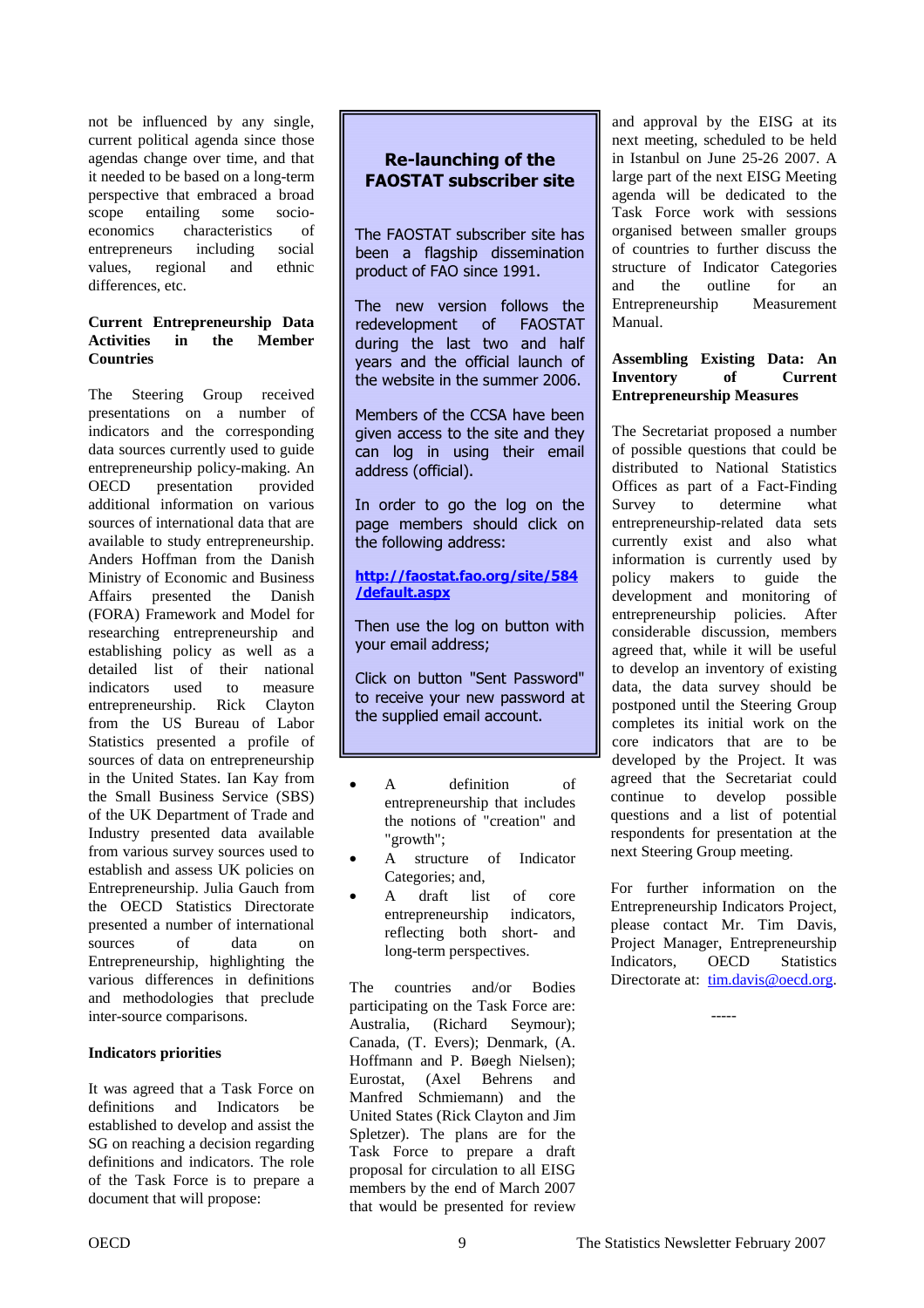not be influenced by any single, current political agenda since those agendas change over time, and that it needed to be based on a long-term perspective that embraced a broad scope entailing some socio-economics characteristics of entrepreneurs including social values, regional and ethnic differences, etc.

**Current Entrepreneurship Data Activities in the Member Countries**

The Steering Group received presentations on a number of indicators and the corresponding data sources currently used to guide entrepreneurship policy-making. An OECD presentation provided additional information on various sources of international data that are available to study entrepreneurship. Anders Hoffman from the Danish Ministry of Economic and Business Affairs presented the Danish (FORA) Framework and Model for researching entrepreneurship and establishing policy as well as a detailed list of their national indicators used to measure entrepreneurship. Rick Clayton from the US Bureau of Labor Statistics presented a profile of sources of data on entrepreneurship in the United States. Ian Kay from the Small Business Service (SBS) of the UK Department of Trade and Industry presented data available from various survey sources used to establish and assess UK policies on Entrepreneurship. Julia Gauch from the OECD Statistics Directorate presented a number of international sources of data on Entrepreneurship, highlighting the various differences in definitions and methodologies that preclude inter-source comparisons.

**Indicators priorities**

It was agreed that a Task Force on definitions and Indicators be established to develop and assist the SG on reaching a decision regarding definitions and indicators. The role of the Task Force is to prepare a document that will propose:

- A definition of entrepreneurship that includes the notions of "creation" and "growth";
- A structure of Indicator Categories; and,
- A draft list of core entrepreneurship indicators, reflecting both short- and long-term perspectives.

The countries and/or Bodies participating on the Task Force are: Australia, (Richard Seymour); Canada, (T. Evers); Denmark, (A. Hoffmann and P. Bøegh Nielsen); Eurostat, (Axel Behrens and Manfred Schmiemann) and the United States (Rick Clayton and Jim Spletzer). The plans are for the Task Force to prepare a draft proposal for circulation to all EISG members by the end of March 2007 that would be presented for review and approval by the EISG at its next meeting, scheduled to be held in Istanbul on June 25-26 2007. A large part of the next EISG Meeting agenda will be dedicated to the Task Force work with sessions organised between smaller groups of countries to further discuss the structure of Indicator Categories and the outline for an Entrepreneurship Measurement Manual.

**Assembling Existing Data: An Inventory of Current Entrepreneurship Measures**

The Secretariat proposed a number of possible questions that could be distributed to National Statistics Offices as part of a Fact-Finding Survey to determine what entrepreneurship-related data sets currently exist and also what information is currently used by policy makers to guide the development and monitoring of entrepreneurship policies. After considerable discussion, members agreed that, while it will be useful to develop an inventory of existing data, the data survey should be postponed until the Steering Group completes its initial work on the core indicators that are to be developed by the Project. It was agreed that the Secretariat could continue to develop possible questions and a list of potential respondents for presentation at the next Steering Group meeting.

For further information on the Entrepreneurship Indicators Project, please contact Mr. Tim Davis, Project Manager, Entrepreneurship Indicators, OECD Statistics Directorate at: tim.davis@oecd.org.

-----

---

## Re-launching of the FAOSTAT subscriber site

The FAOSTAT subscriber site has been a flagship dissemination product of FAO since 1991.

The new version follows the redevelopment of FAOSTAT during the last two and half years and the official launch of the website in the summer 2006.

Members of the CCSA have been given access to the site and they can log in using their email address (official).

In order to go the log on the page members should click on the following address:

**http://faostat.fao.org/site/584/default.aspx**

Then use the log on button with your email address;

Click on button "Sent Password" to receive your new password at the supplied email account.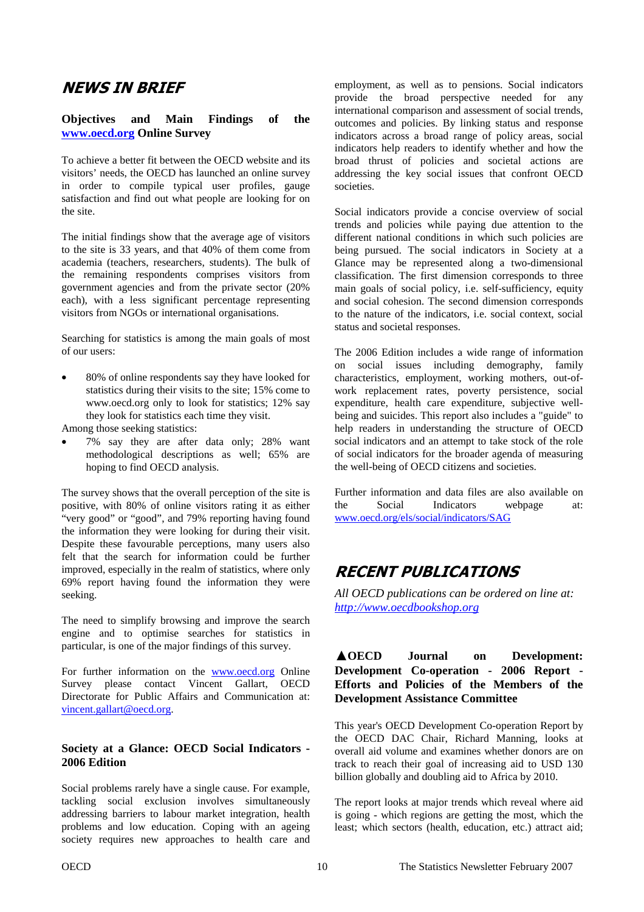# NEWS IN BRIEF

### Objectives and Main Findings of the [www.oecd.org](http://www.oecd.org) Online Survey

To achieve a better fit between the OECD website and its visitors' needs, the OECD has launched an online survey in order to compile typical user profiles, gauge satisfaction and find out what people are looking for on the site.

The initial findings show that the average age of visitors to the site is 33 years, and that 40% of them come from academia (teachers, researchers, students). The bulk of the remaining respondents comprises visitors from government agencies and from the private sector (20% each), with a less significant percentage representing visitors from NGOs or international organisations.

Searching for statistics is among the main goals of most of our users:

- 80% of online respondents say they have looked for statistics during their visits to the site; 15% come to www.oecd.org only to look for statistics; 12% say they look for statistics each time they visit.

Among those seeking statistics:

- 7% say they are after data only; 28% want methodological descriptions as well; 65% are hoping to find OECD analysis.

The survey shows that the overall perception of the site is positive, with 80% of online visitors rating it as either "very good" or "good", and 79% reporting having found the information they were looking for during their visit. Despite these favourable perceptions, many users also felt that the search for information could be further improved, especially in the realm of statistics, where only 69% report having found the information they were seeking.

The need to simplify browsing and improve the search engine and to optimise searches for statistics in particular, is one of the major findings of this survey.

For further information on the [www.oecd.org](http://www.oecd.org) Online Survey please contact Vincent Gallart, OECD Directorate for Public Affairs and Communication at: [vincent.gallart@oecd.org](mailto:vincent.gallart@oecd.org).

### Society at a Glance: OECD Social Indicators - 2006 Edition

Social problems rarely have a single cause. For example, tackling social exclusion involves simultaneously addressing barriers to labour market integration, health problems and low education. Coping with an ageing society requires new approaches to health care and employment, as well as to pensions. Social indicators provide the broad perspective needed for any international comparison and assessment of social trends, outcomes and policies. By linking social status and response indicators across a broad range of policy areas, social indicators help readers to identify whether and how the broad thrust of policies and societal actions are addressing the key social issues that confront OECD societies.

Social indicators provide a concise overview of social trends and policies while paying due attention to the different national conditions in which such policies are being pursued. The social indicators in Society at a Glance may be represented along a two-dimensional classification. The first dimension corresponds to three main goals of social policy, i.e. self-sufficiency, equity and social cohesion. The second dimension corresponds to the nature of the indicators, i.e. social context, social status and societal responses.

The 2006 Edition includes a wide range of information on social issues including demography, family characteristics, employment, working mothers, out-of-work replacement rates, poverty persistence, social expenditure, health care expenditure, subjective well-being and suicides. This report also includes a "guide" to help readers in understanding the structure of OECD social indicators and an attempt to take stock of the role of social indicators for the broader agenda of measuring the well-being of OECD citizens and societies.

Further information and data files are also available on the Social Indicators webpage at: [www.oecd.org/els/social/indicators/SAG](http://www.oecd.org/els/social/indicators/SAG)

# RECENT PUBLICATIONS

*All OECD publications can be ordered on line at: [http://www.oecdbookshop.org](http://www.oecdbookshop.org)*

### ▲OECD Journal on Development: Development Co-operation - 2006 Report - Efforts and Policies of the Members of the Development Assistance Committee

This year's OECD Development Co-operation Report by the OECD DAC Chair, Richard Manning, looks at overall aid volume and examines whether donors are on track to reach their goal of increasing aid to USD 130 billion globally and doubling aid to Africa by 2010.

The report looks at major trends which reveal where aid is going - which regions are getting the most, which the least; which sectors (health, education, etc.) attract aid;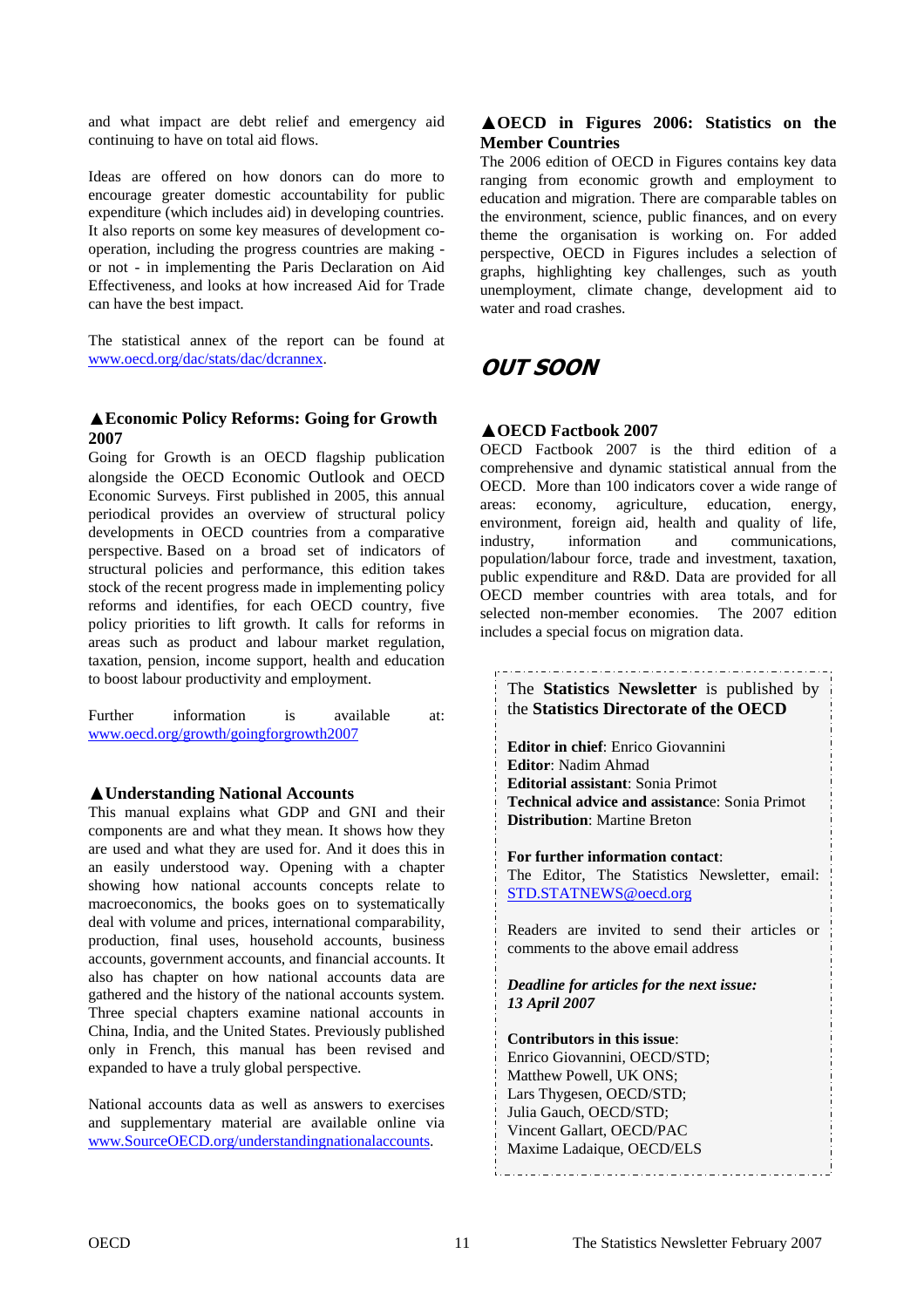and what impact are debt relief and emergency aid continuing to have on total aid flows.

Ideas are offered on how donors can do more to encourage greater domestic accountability for public expenditure (which includes aid) in developing countries. It also reports on some key measures of development co-operation, including the progress countries are making - or not - in implementing the Paris Declaration on Aid Effectiveness, and looks at how increased Aid for Trade can have the best impact.

The statistical annex of the report can be found at www.oecd.org/dac/stats/dac/dcrannex.

### ▲Economic Policy Reforms: Going for Growth 2007

Going for Growth is an OECD flagship publication alongside the OECD Economic Outlook and OECD Economic Surveys. First published in 2005, this annual periodical provides an overview of structural policy developments in OECD countries from a comparative perspective. Based on a broad set of indicators of structural policies and performance, this edition takes stock of the recent progress made in implementing policy reforms and identifies, for each OECD country, five policy priorities to lift growth. It calls for reforms in areas such as product and labour market regulation, taxation, pension, income support, health and education to boost labour productivity and employment.

Further information is available at: www.oecd.org/growth/goingforgrowth2007

### ▲Understanding National Accounts

This manual explains what GDP and GNI and their components are and what they mean. It shows how they are used and what they are used for. And it does this in an easily understood way. Opening with a chapter showing how national accounts concepts relate to macroeconomics, the books goes on to systematically deal with volume and prices, international comparability, production, final uses, household accounts, business accounts, government accounts, and financial accounts. It also has chapter on how national accounts data are gathered and the history of the national accounts system. Three special chapters examine national accounts in China, India, and the United States. Previously published only in French, this manual has been revised and expanded to have a truly global perspective.

National accounts data as well as answers to exercises and supplementary material are available online via www.SourceOECD.org/understandingnationalaccounts.

### ▲OECD in Figures 2006: Statistics on the Member Countries

The 2006 edition of OECD in Figures contains key data ranging from economic growth and employment to education and migration. There are comparable tables on the environment, science, public finances, and on every theme the organisation is working on. For added perspective, OECD in Figures includes a selection of graphs, highlighting key challenges, such as youth unemployment, climate change, development aid to water and road crashes.

## *OUT SOON*

### ▲OECD Factbook 2007

OECD Factbook 2007 is the third edition of a comprehensive and dynamic statistical annual from the OECD. More than 100 indicators cover a wide range of areas: economy, agriculture, education, energy, environment, foreign aid, health and quality of life, industry, information and communications, population/labour force, trade and investment, taxation, public expenditure and R&D. Data are provided for all OECD member countries with area totals, and for selected non-member economies. The 2007 edition includes a special focus on migration data.

---

The **Statistics Newsletter** is published by the **Statistics Directorate of the OECD**

**Editor in chief**: Enrico Giovannini
**Editor**: Nadim Ahmad
**Editorial assistant**: Sonia Primot
**Technical advice and assistance**: Sonia Primot
**Distribution**: Martine Breton

**For further information contact**:
The Editor, The Statistics Newsletter, email: STD.STATNEWS@oecd.org

Readers are invited to send their articles or comments to the above email address

***Deadline for articles for the next issue: 13 April 2007***

**Contributors in this issue**:
Enrico Giovannini, OECD/STD;
Matthew Powell, UK ONS;
Lars Thygesen, OECD/STD;
Julia Gauch, OECD/STD;
Vincent Gallart, OECD/PAC
Maxime Ladaique, OECD/ELS

---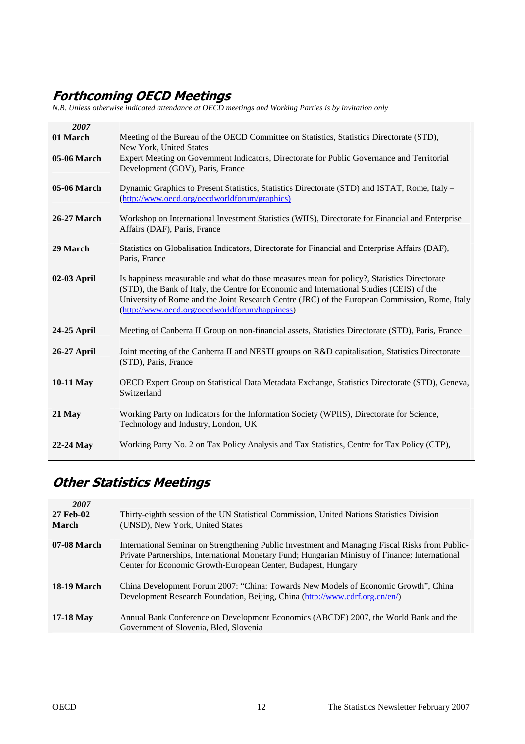## *Forthcoming OECD Meetings*

*N.B. Unless otherwise indicated attendance at OECD meetings and Working Parties is by invitation only*

| 2007 | |
|---|---|
| **01 March** | Meeting of the Bureau of the OECD Committee on Statistics, Statistics Directorate (STD), New York, United States |
| **05-06 March** | Expert Meeting on Government Indicators, Directorate for Public Governance and Territorial Development (GOV), Paris, France |
| **05-06 March** | Dynamic Graphics to Present Statistics, Statistics Directorate (STD) and ISTAT, Rome, Italy – (http://www.oecd.org/oecdworldforum/graphics) |
| **26-27 March** | Workshop on International Investment Statistics (WIIS), Directorate for Financial and Enterprise Affairs (DAF), Paris, France |
| **29 March** | Statistics on Globalisation Indicators, Directorate for Financial and Enterprise Affairs (DAF), Paris, France |
| **02-03 April** | Is happiness measurable and what do those measures mean for policy?, Statistics Directorate (STD), the Bank of Italy, the Centre for Economic and International Studies (CEIS) of the University of Rome and the Joint Research Centre (JRC) of the European Commission, Rome, Italy (http://www.oecd.org/oecdworldforum/happiness) |
| **24-25 April** | Meeting of Canberra II Group on non-financial assets, Statistics Directorate (STD), Paris, France |
| **26-27 April** | Joint meeting of the Canberra II and NESTI groups on R&D capitalisation, Statistics Directorate (STD), Paris, France |
| **10-11 May** | OECD Expert Group on Statistical Data Metadata Exchange, Statistics Directorate (STD), Geneva, Switzerland |
| **21 May** | Working Party on Indicators for the Information Society (WPIIS), Directorate for Science, Technology and Industry, London, UK |
| **22-24 May** | Working Party No. 2 on Tax Policy Analysis and Tax Statistics, Centre for Tax Policy (CTP), |

## *Other Statistics Meetings*

| 2007 | |
|---|---|
| **27 Feb-02 March** | Thirty-eighth session of the UN Statistical Commission, United Nations Statistics Division (UNSD), New York, United States |
| **07-08 March** | International Seminar on Strengthening Public Investment and Managing Fiscal Risks from Public-Private Partnerships, International Monetary Fund; Hungarian Ministry of Finance; International Center for Economic Growth-European Center, Budapest, Hungary |
| **18-19 March** | China Development Forum 2007: "China: Towards New Models of Economic Growth", China Development Research Foundation, Beijing, China (http://www.cdrf.org.cn/en/) |
| **17-18 May** | Annual Bank Conference on Development Economics (ABCDE) 2007, the World Bank and the Government of Slovenia, Bled, Slovenia |